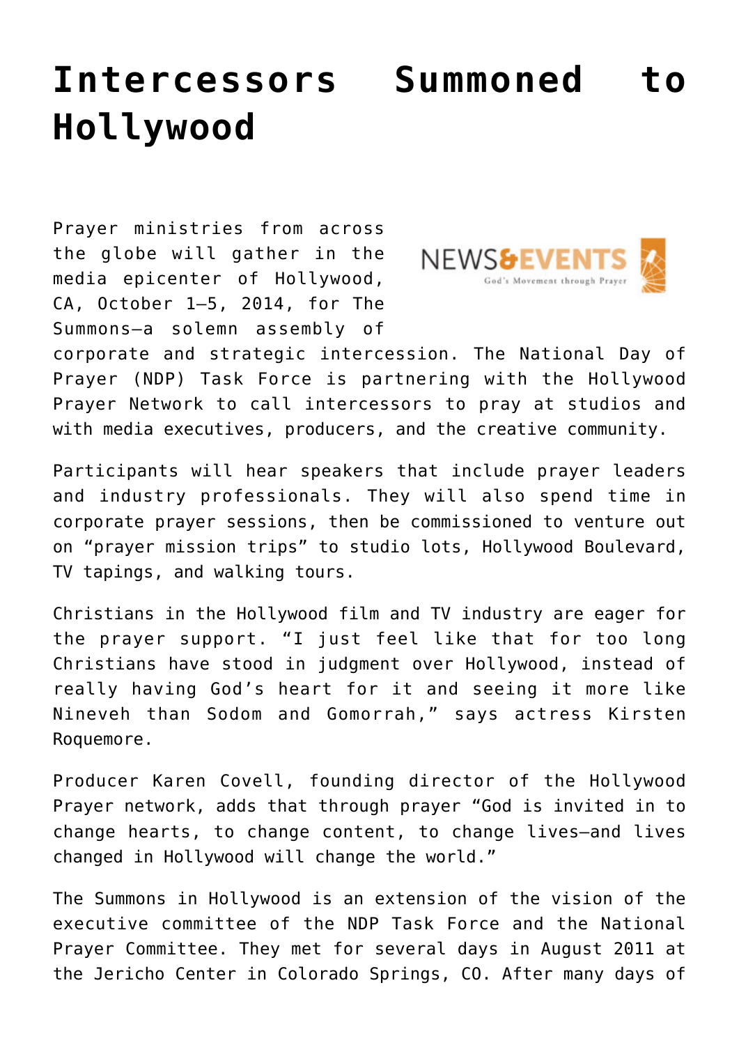# Intercessors Summoned to Hollywood

Prayer ministries from across the globe will gather in the media epicenter of Hollywood, CA, October 1–5, 2014, for The Summons—a solemn assembly of corporate and strategic intercession. The National Day of Prayer (NDP) Task Force is partnering with the Hollywood Prayer Network to call intercessors to pray at studios and with media executives, producers, and the creative community.

Participants will hear speakers that include prayer leaders and industry professionals. They will also spend time in corporate prayer sessions, then be commissioned to venture out on "prayer mission trips" to studio lots, Hollywood Boulevard, TV tapings, and walking tours.

Christians in the Hollywood film and TV industry are eager for the prayer support. "I just feel like that for too long Christians have stood in judgment over Hollywood, instead of really having God's heart for it and seeing it more like Nineveh than Sodom and Gomorrah," says actress Kirsten Roquemore.

Producer Karen Covell, founding director of the Hollywood Prayer network, adds that through prayer "God is invited in to change hearts, to change content, to change lives—and lives changed in Hollywood will change the world."

The Summons in Hollywood is an extension of the vision of the executive committee of the NDP Task Force and the National Prayer Committee. They met for several days in August 2011 at the Jericho Center in Colorado Springs, CO. After many days of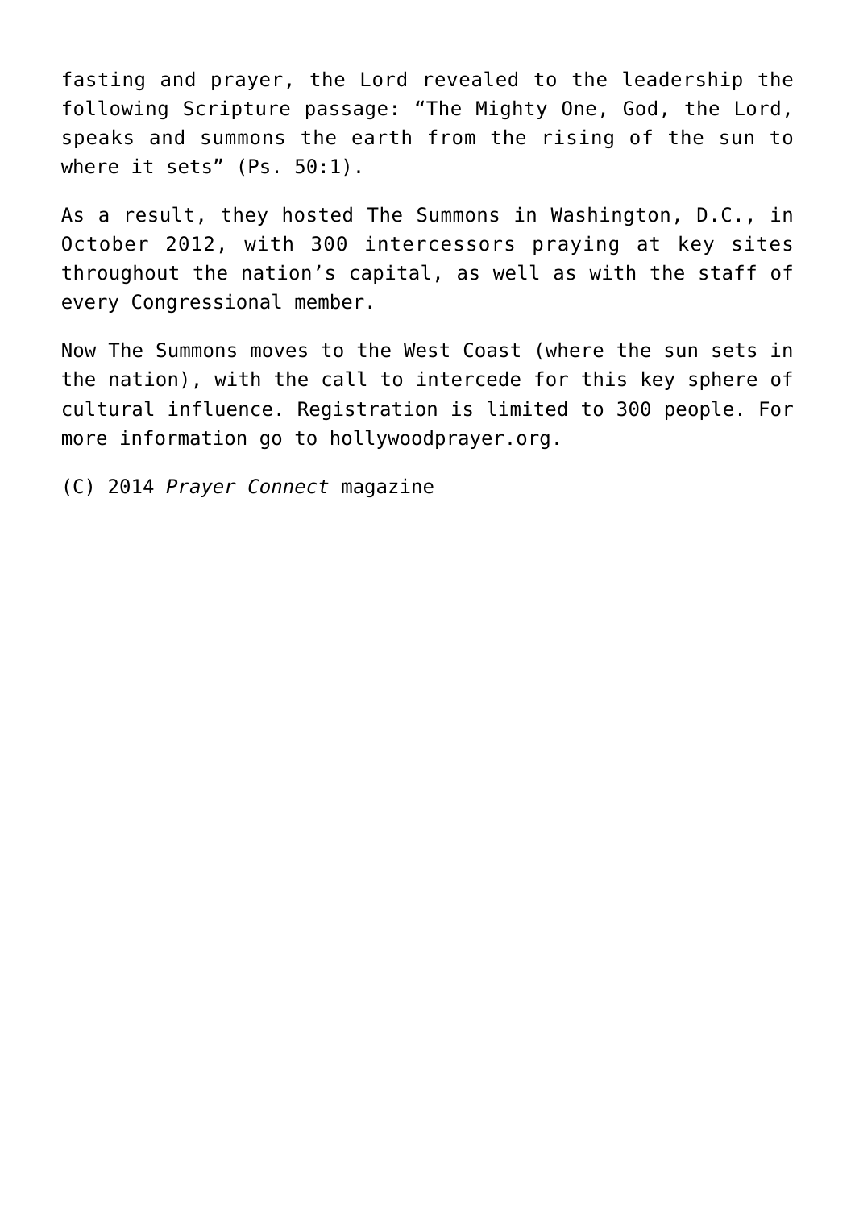fasting and prayer, the Lord revealed to the leadership the following Scripture passage: “The Mighty One, God, the Lord, speaks and summons the earth from the rising of the sun to where it sets” (Ps. 50:1).

As a result, they hosted The Summons in Washington, D.C., in October 2012, with 300 intercessors praying at key sites throughout the nation’s capital, as well as with the staff of every Congressional member.

Now The Summons moves to the West Coast (where the sun sets in the nation), with the call to intercede for this key sphere of cultural influence. Registration is limited to 300 people. For more information go to hollywoodprayer.org.

(C) 2014 *Prayer Connect* magazine